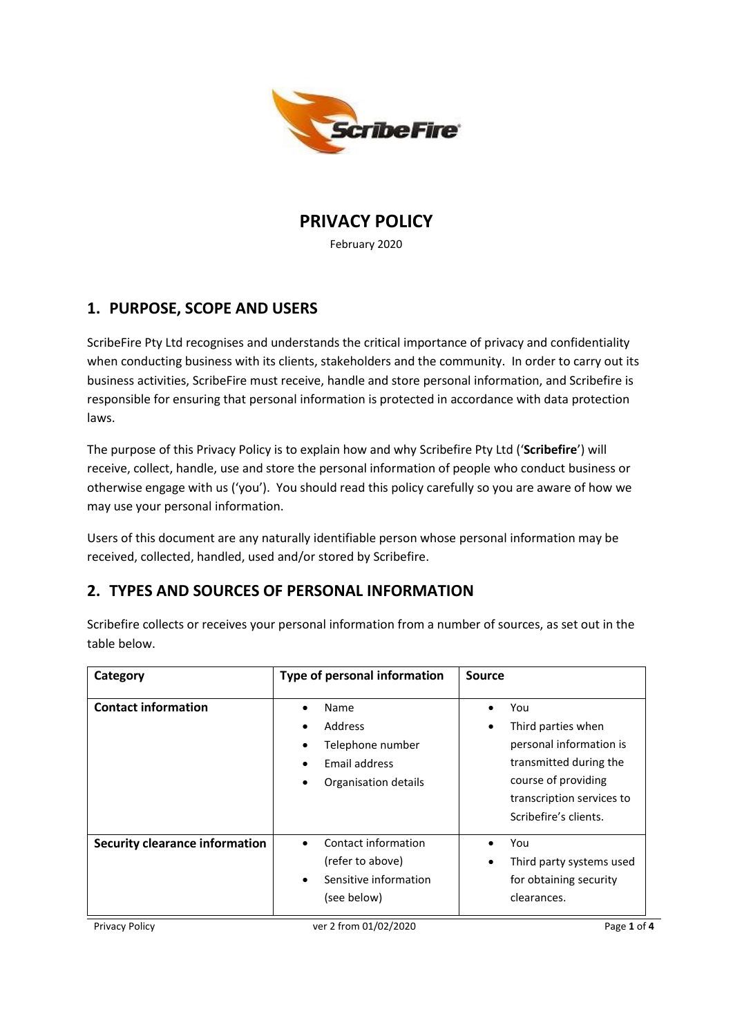# PRIVACY POLICY

February 2020

## 1. PURPOSE, SCOPE AND USERS

ScribeFire Pty Ltd recognises and understands the critical importance of privacy and confidentiality when conducting business with its clients, stakeholders and the community. In order to carry out its business activities, ScribeFire must receive, handle and store personal information, and Scribefire is responsible for ensuring that personal information is protected in accordance with data protection laws.

The purpose of this Privacy Policy is to explain how and why Scribefire Pty Ltd ('**Scribefire**') will receive, collect, handle, use and store the personal information of people who conduct business or otherwise engage with us ('you'). You should read this policy carefully so you are aware of how we may use your personal information.

Users of this document are any naturally identifiable person whose personal information may be received, collected, handled, used and/or stored by Scribefire.

## 2. TYPES AND SOURCES OF PERSONAL INFORMATION

Scribefire collects or receives your personal information from a number of sources, as set out in the table below.

| Category | Type of personal information | Source |
|---|---|---|
| **Contact information** | • Name<br>• Address<br>• Telephone number<br>• Email address<br>• Organisation details | • You<br>• Third parties when personal information is transmitted during the course of providing transcription services to Scribefire's clients. |
| **Security clearance information** | • Contact information (refer to above)<br>• Sensitive information (see below) | • You<br>• Third party systems used for obtaining security clearances. |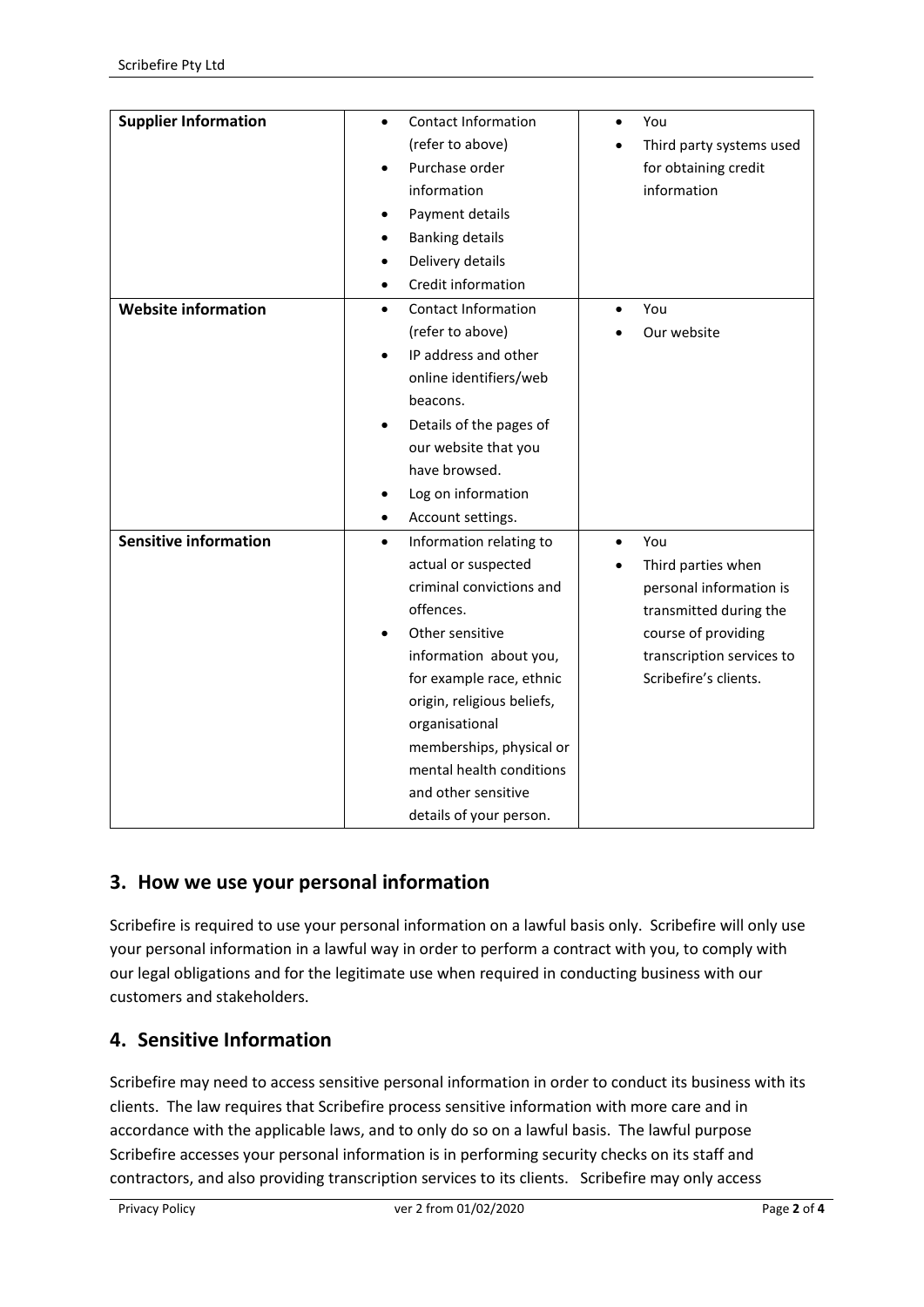| Supplier Information | <ul><li>Contact Information (refer to above)</li><li>Purchase order information</li><li>Payment details</li><li>Banking details</li><li>Delivery details</li><li>Credit information</li></ul> | <ul><li>You</li><li>Third party systems used for obtaining credit information</li></ul> |
|---|---|---|
| **Website information** | <ul><li>Contact Information (refer to above)</li><li>IP address and other online identifiers/web beacons.</li><li>Details of the pages of our website that you have browsed.</li><li>Log on information</li><li>Account settings.</li></ul> | <ul><li>You</li><li>Our website</li></ul> |
| **Sensitive information** | <ul><li>Information relating to actual or suspected criminal convictions and offences.</li><li>Other sensitive information about you, for example race, ethnic origin, religious beliefs, organisational memberships, physical or mental health conditions and other sensitive details of your person.</li></ul> | <ul><li>You</li><li>Third parties when personal information is transmitted during the course of providing transcription services to Scribefire's clients.</li></ul> |

## 3. How we use your personal information

Scribefire is required to use your personal information on a lawful basis only. Scribefire will only use your personal information in a lawful way in order to perform a contract with you, to comply with our legal obligations and for the legitimate use when required in conducting business with our customers and stakeholders.

## 4. Sensitive Information

Scribefire may need to access sensitive personal information in order to conduct its business with its clients. The law requires that Scribefire process sensitive information with more care and in accordance with the applicable laws, and to only do so on a lawful basis. The lawful purpose Scribefire accesses your personal information is in performing security checks on its staff and contractors, and also providing transcription services to its clients. Scribefire may only access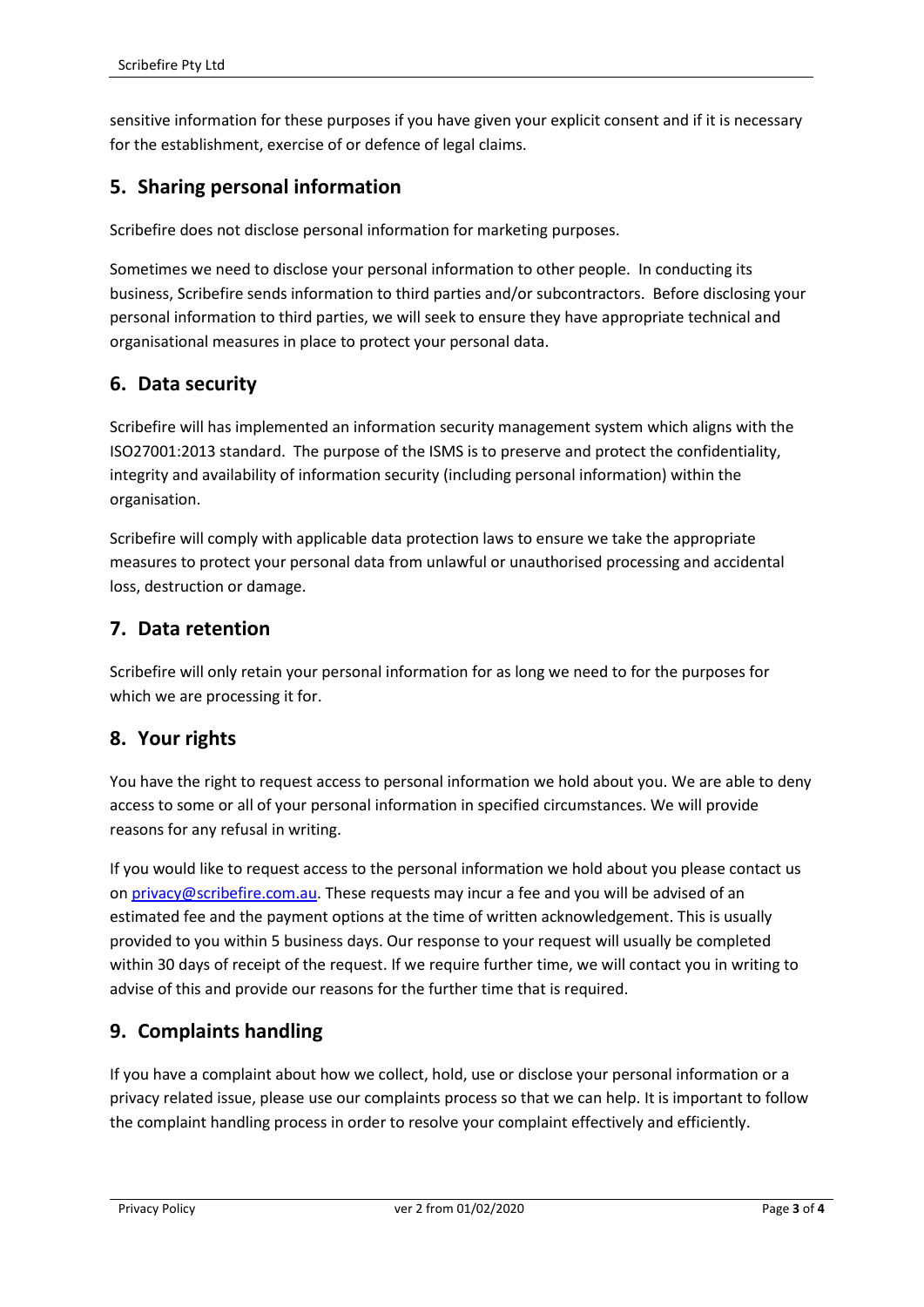sensitive information for these purposes if you have given your explicit consent and if it is necessary for the establishment, exercise of or defence of legal claims.

## 5. Sharing personal information

Scribefire does not disclose personal information for marketing purposes.

Sometimes we need to disclose your personal information to other people. In conducting its business, Scribefire sends information to third parties and/or subcontractors. Before disclosing your personal information to third parties, we will seek to ensure they have appropriate technical and organisational measures in place to protect your personal data.

## 6. Data security

Scribefire will has implemented an information security management system which aligns with the ISO27001:2013 standard. The purpose of the ISMS is to preserve and protect the confidentiality, integrity and availability of information security (including personal information) within the organisation.

Scribefire will comply with applicable data protection laws to ensure we take the appropriate measures to protect your personal data from unlawful or unauthorised processing and accidental loss, destruction or damage.

## 7. Data retention

Scribefire will only retain your personal information for as long we need to for the purposes for which we are processing it for.

## 8. Your rights

You have the right to request access to personal information we hold about you. We are able to deny access to some or all of your personal information in specified circumstances. We will provide reasons for any refusal in writing.

If you would like to request access to the personal information we hold about you please contact us on [privacy@scribefire.com.au](mailto:privacy@scribefire.com.au). These requests may incur a fee and you will be advised of an estimated fee and the payment options at the time of written acknowledgement. This is usually provided to you within 5 business days. Our response to your request will usually be completed within 30 days of receipt of the request. If we require further time, we will contact you in writing to advise of this and provide our reasons for the further time that is required.

## 9. Complaints handling

If you have a complaint about how we collect, hold, use or disclose your personal information or a privacy related issue, please use our complaints process so that we can help. It is important to follow the complaint handling process in order to resolve your complaint effectively and efficiently.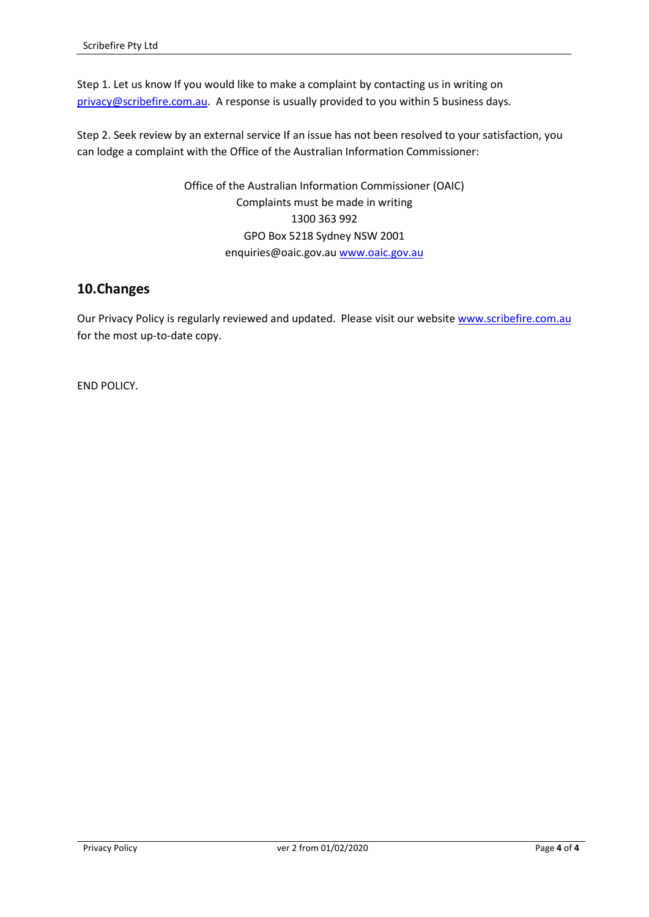Step 1. Let us know If you would like to make a complaint by contacting us in writing on privacy@scribefire.com.au. A response is usually provided to you within 5 business days.

Step 2. Seek review by an external service If an issue has not been resolved to your satisfaction, you can lodge a complaint with the Office of the Australian Information Commissioner:

Office of the Australian Information Commissioner (OAIC)
Complaints must be made in writing
1300 363 992
GPO Box 5218 Sydney NSW 2001
enquiries@oaic.gov.au www.oaic.gov.au

## 10.Changes

Our Privacy Policy is regularly reviewed and updated. Please visit our website www.scribefire.com.au for the most up-to-date copy.

END POLICY.